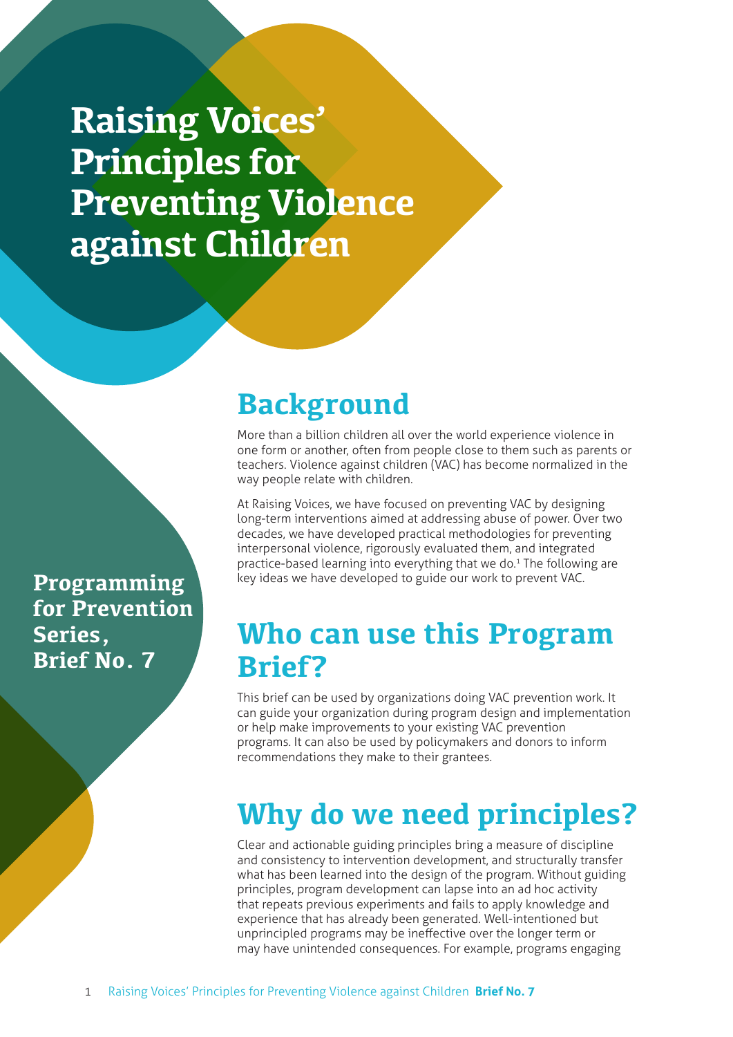# Raising Voices' Principles for Preventing Violence against Children

**Programming for Prevention Series, Brief No. 7**

## Background

More than a billion children all over the world experience violence in one form or another, often from people close to them such as parents or teachers. Violence against children (VAC) has become normalized in the way people relate with children.

At Raising Voices, we have focused on preventing VAC by designing long-term interventions aimed at addressing abuse of power. Over two decades, we have developed practical methodologies for preventing interpersonal violence, rigorously evaluated them, and integrated practice-based learning into everything that we do.[1] The following are key ideas we have developed to guide our work to prevent VAC.

## Who can use this Program Brief?

This brief can be used by organizations doing VAC prevention work. It can guide your organization during program design and implementation or help make improvements to your existing VAC prevention programs. It can also be used by policymakers and donors to inform recommendations they make to their grantees.

## Why do we need principles?

Clear and actionable guiding principles bring a measure of discipline and consistency to intervention development, and structurally transfer what has been learned into the design of the program. Without guiding principles, program development can lapse into an ad hoc activity that repeats previous experiments and fails to apply knowledge and experience that has already been generated. Well-intentioned but unprincipled programs may be ineffective over the longer term or may have unintended consequences. For example, programs engaging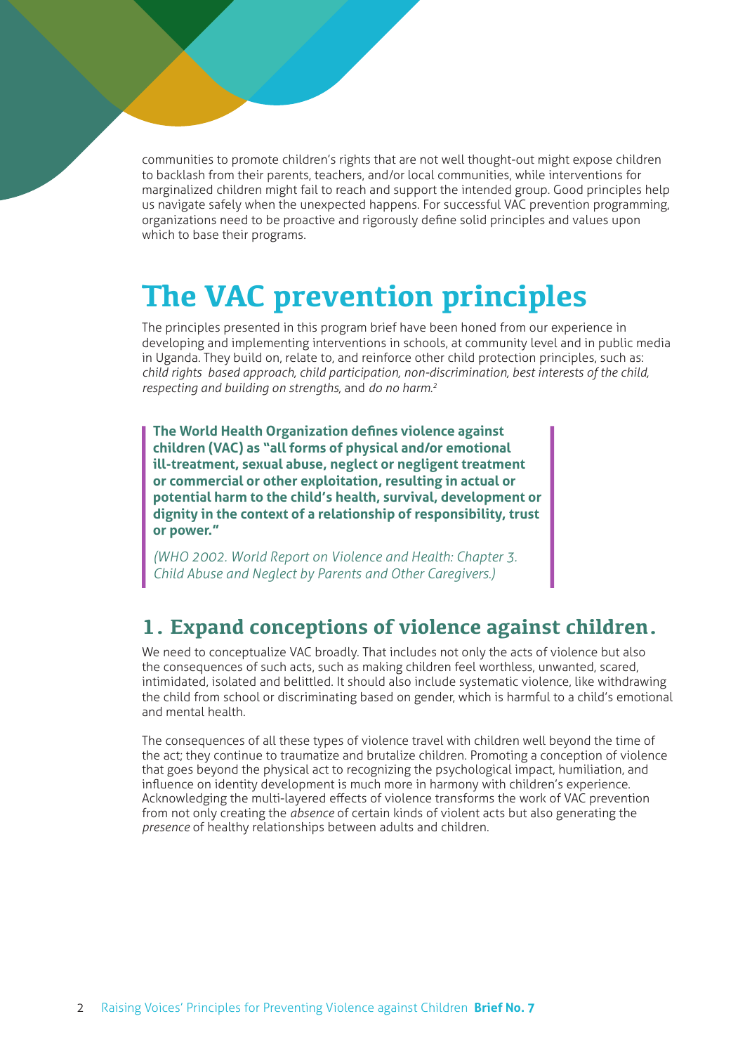communities to promote children's rights that are not well thought-out might expose children to backlash from their parents, teachers, and/or local communities, while interventions for marginalized children might fail to reach and support the intended group. Good principles help us navigate safely when the unexpected happens. For successful VAC prevention programming, organizations need to be proactive and rigorously define solid principles and values upon which to base their programs.

# The VAC prevention principles

The principles presented in this program brief have been honed from our experience in developing and implementing interventions in schools, at community level and in public media in Uganda. They build on, relate to, and reinforce other child protection principles, such as: *child rights based approach, child participation, non-discrimination, best interests of the child, respecting and building on strengths,* and *do no harm.*[2]

> **The World Health Organization defines violence against children (VAC) as "all forms of physical and/or emotional ill-treatment, sexual abuse, neglect or negligent treatment or commercial or other exploitation, resulting in actual or potential harm to the child's health, survival, development or dignity in the context of a relationship of responsibility, trust or power."**
>
> *(WHO 2002. World Report on Violence and Health: Chapter 3. Child Abuse and Neglect by Parents and Other Caregivers.)*

## 1. Expand conceptions of violence against children.

We need to conceptualize VAC broadly. That includes not only the acts of violence but also the consequences of such acts, such as making children feel worthless, unwanted, scared, intimidated, isolated and belittled. It should also include systematic violence, like withdrawing the child from school or discriminating based on gender, which is harmful to a child's emotional and mental health.

The consequences of all these types of violence travel with children well beyond the time of the act; they continue to traumatize and brutalize children. Promoting a conception of violence that goes beyond the physical act to recognizing the psychological impact, humiliation, and influence on identity development is much more in harmony with children's experience. Acknowledging the multi-layered effects of violence transforms the work of VAC prevention from not only creating the *absence* of certain kinds of violent acts but also generating the *presence* of healthy relationships between adults and children.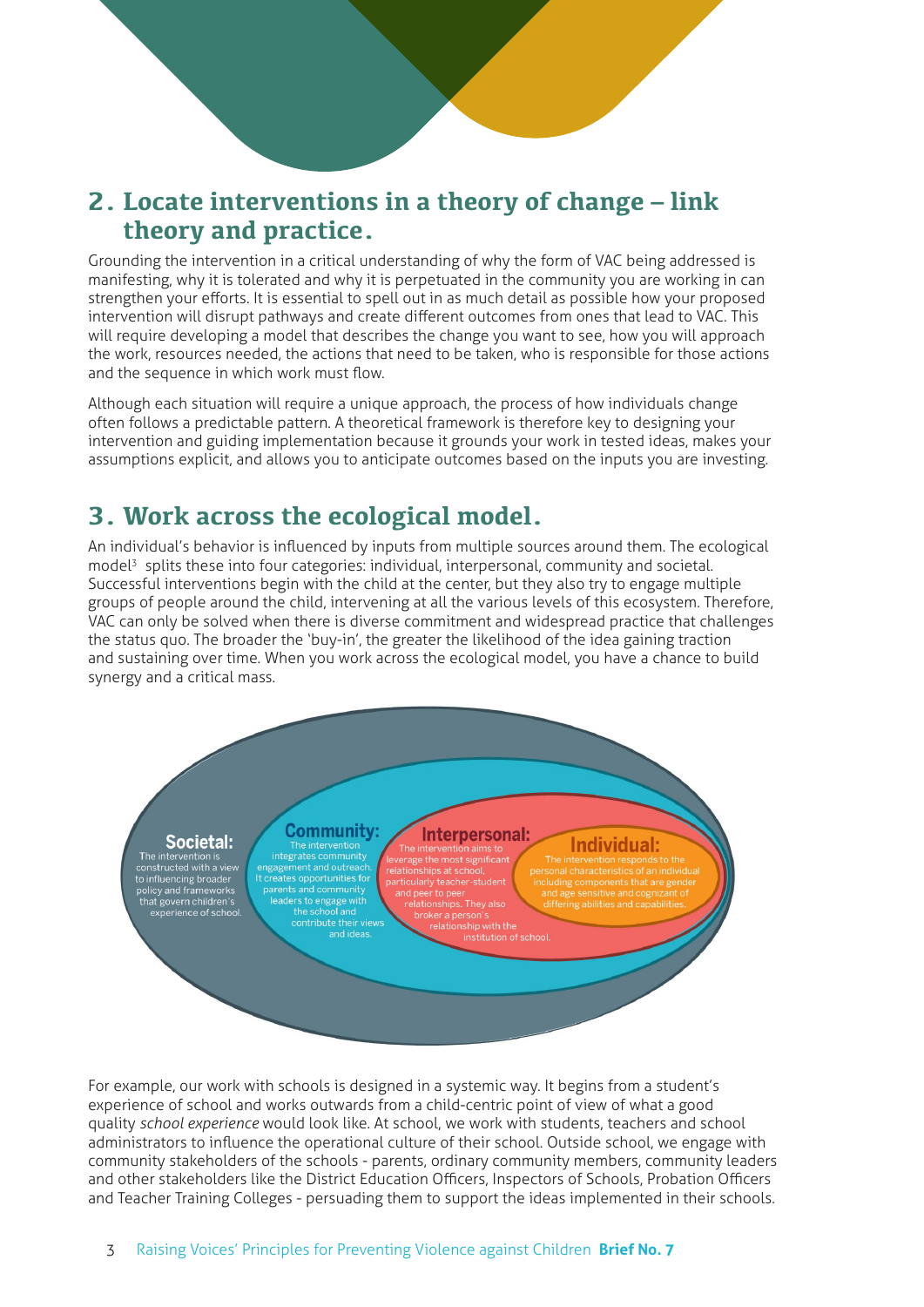## 2. Locate interventions in a theory of change – link theory and practice.

Grounding the intervention in a critical understanding of why the form of VAC being addressed is manifesting, why it is tolerated and why it is perpetuated in the community you are working in can strengthen your efforts. It is essential to spell out in as much detail as possible how your proposed intervention will disrupt pathways and create different outcomes from ones that lead to VAC. This will require developing a model that describes the change you want to see, how you will approach the work, resources needed, the actions that need to be taken, who is responsible for those actions and the sequence in which work must flow.

Although each situation will require a unique approach, the process of how individuals change often follows a predictable pattern. A theoretical framework is therefore key to designing your intervention and guiding implementation because it grounds your work in tested ideas, makes your assumptions explicit, and allows you to anticipate outcomes based on the inputs you are investing.

## 3. Work across the ecological model.

An individual's behavior is influenced by inputs from multiple sources around them. The ecological model[3] splits these into four categories: individual, interpersonal, community and societal. Successful interventions begin with the child at the center, but they also try to engage multiple groups of people around the child, intervening at all the various levels of this ecosystem. Therefore, VAC can only be solved when there is diverse commitment and widespread practice that challenges the status quo. The broader the 'buy-in', the greater the likelihood of the idea gaining traction and sustaining over time. When you work across the ecological model, you have a chance to build synergy and a critical mass.

**Societal:** The intervention is constructed with a view to influencing broader policy and frameworks that govern children's experience of school.

**Community:** The intervention integrates community engagement and outreach. It creates opportunities for parents and community leaders to engage with the school and contribute their views and ideas.

**Interpersonal:** The intervention aims to leverage the most significant relationships at school, particularly teacher-student and peer to peer relationships. They also broker a person's relationship with the institution of school.

**Individual:** The intervention responds to the personal characteristics of an individual including components that are gender and age sensitive and cognizant of differing abilities and capabilities.

For example, our work with schools is designed in a systemic way. It begins from a student's experience of school and works outwards from a child-centric point of view of what a good quality *school experience* would look like. At school, we work with students, teachers and school administrators to influence the operational culture of their school. Outside school, we engage with community stakeholders of the schools - parents, ordinary community members, community leaders and other stakeholders like the District Education Officers, Inspectors of Schools, Probation Officers and Teacher Training Colleges - persuading them to support the ideas implemented in their schools.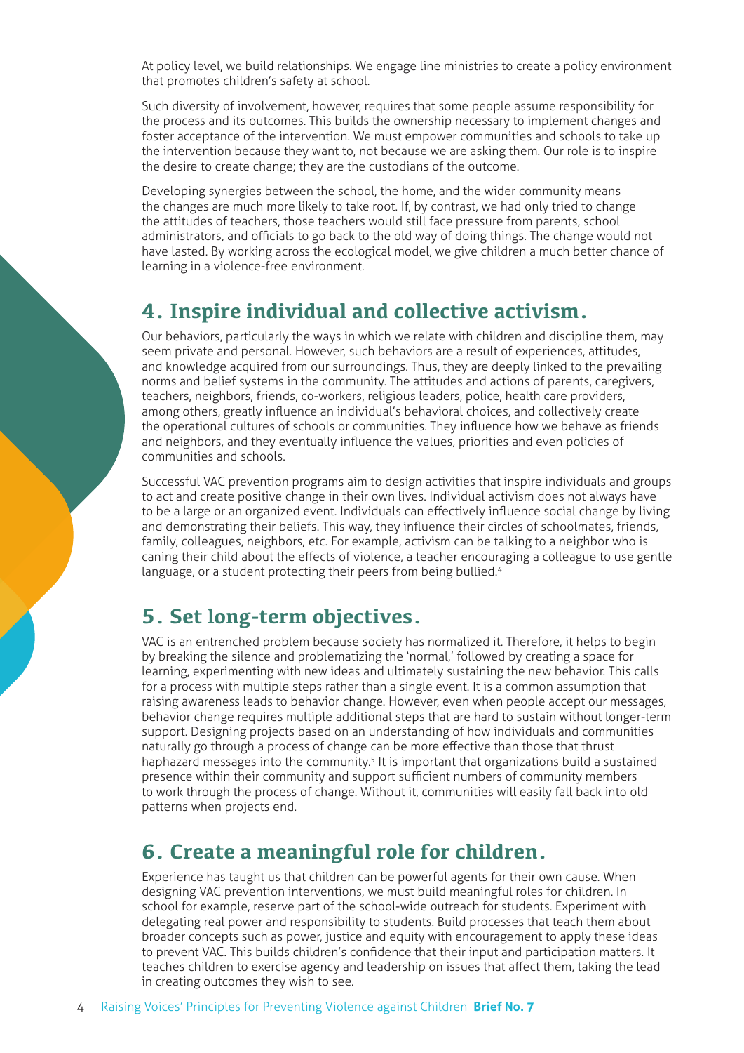At policy level, we build relationships. We engage line ministries to create a policy environment that promotes children's safety at school.

Such diversity of involvement, however, requires that some people assume responsibility for the process and its outcomes. This builds the ownership necessary to implement changes and foster acceptance of the intervention. We must empower communities and schools to take up the intervention because they want to, not because we are asking them. Our role is to inspire the desire to create change; they are the custodians of the outcome.

Developing synergies between the school, the home, and the wider community means the changes are much more likely to take root. If, by contrast, we had only tried to change the attitudes of teachers, those teachers would still face pressure from parents, school administrators, and officials to go back to the old way of doing things. The change would not have lasted. By working across the ecological model, we give children a much better chance of learning in a violence-free environment.

## 4. Inspire individual and collective activism.

Our behaviors, particularly the ways in which we relate with children and discipline them, may seem private and personal. However, such behaviors are a result of experiences, attitudes, and knowledge acquired from our surroundings. Thus, they are deeply linked to the prevailing norms and belief systems in the community. The attitudes and actions of parents, caregivers, teachers, neighbors, friends, co-workers, religious leaders, police, health care providers, among others, greatly influence an individual's behavioral choices, and collectively create the operational cultures of schools or communities. They influence how we behave as friends and neighbors, and they eventually influence the values, priorities and even policies of communities and schools.

Successful VAC prevention programs aim to design activities that inspire individuals and groups to act and create positive change in their own lives. Individual activism does not always have to be a large or an organized event. Individuals can effectively influence social change by living and demonstrating their beliefs. This way, they influence their circles of schoolmates, friends, family, colleagues, neighbors, etc. For example, activism can be talking to a neighbor who is caning their child about the effects of violence, a teacher encouraging a colleague to use gentle language, or a student protecting their peers from being bullied.[4]

## 5. Set long-term objectives.

VAC is an entrenched problem because society has normalized it. Therefore, it helps to begin by breaking the silence and problematizing the 'normal,' followed by creating a space for learning, experimenting with new ideas and ultimately sustaining the new behavior. This calls for a process with multiple steps rather than a single event. It is a common assumption that raising awareness leads to behavior change. However, even when people accept our messages, behavior change requires multiple additional steps that are hard to sustain without longer-term support. Designing projects based on an understanding of how individuals and communities naturally go through a process of change can be more effective than those that thrust haphazard messages into the community.[5] It is important that organizations build a sustained presence within their community and support sufficient numbers of community members to work through the process of change. Without it, communities will easily fall back into old patterns when projects end.

## 6. Create a meaningful role for children.

Experience has taught us that children can be powerful agents for their own cause. When designing VAC prevention interventions, we must build meaningful roles for children. In school for example, reserve part of the school-wide outreach for students. Experiment with delegating real power and responsibility to students. Build processes that teach them about broader concepts such as power, justice and equity with encouragement to apply these ideas to prevent VAC. This builds children's confidence that their input and participation matters. It teaches children to exercise agency and leadership on issues that affect them, taking the lead in creating outcomes they wish to see.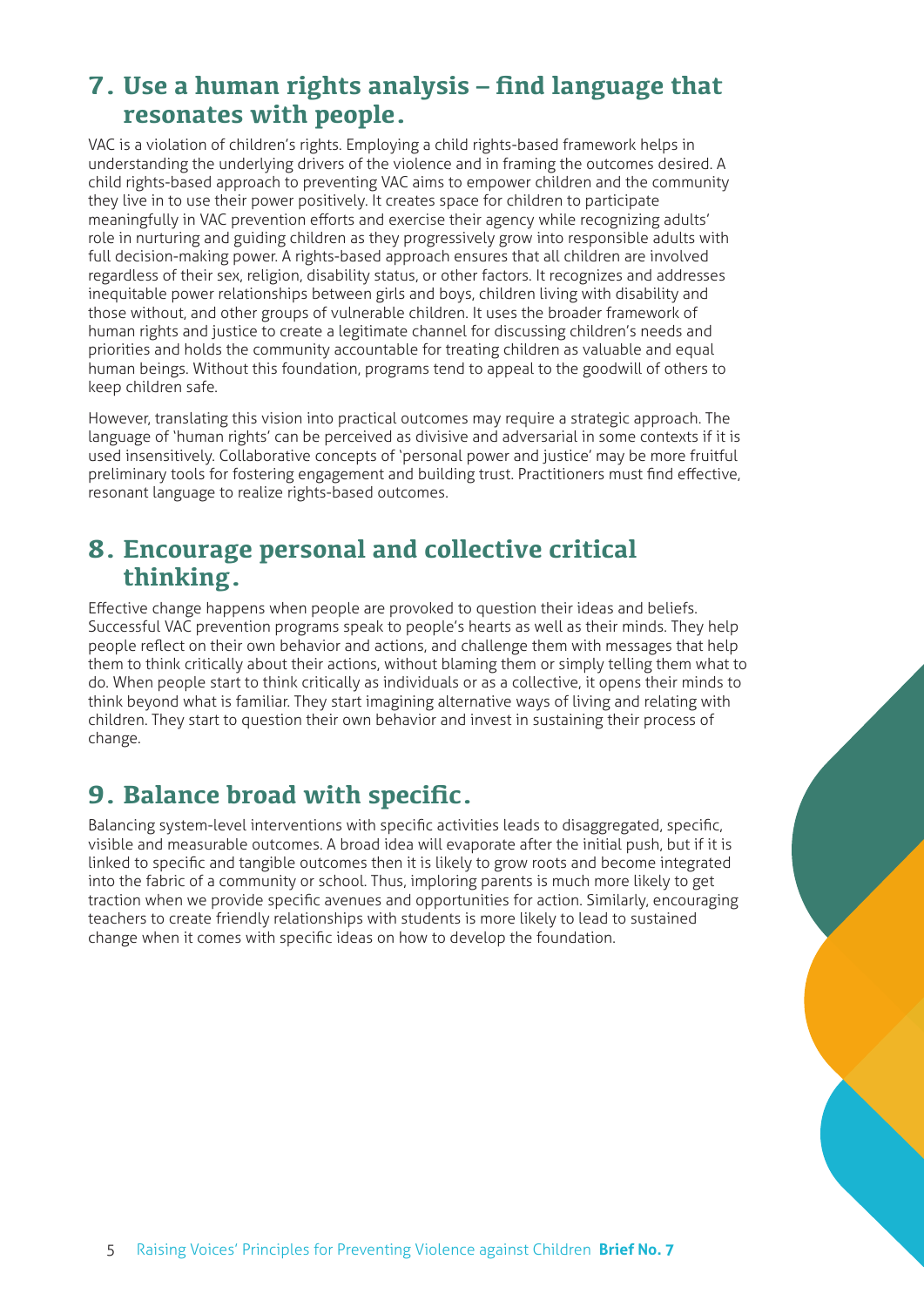## 7. Use a human rights analysis – find language that resonates with people.

VAC is a violation of children's rights. Employing a child rights-based framework helps in understanding the underlying drivers of the violence and in framing the outcomes desired. A child rights-based approach to preventing VAC aims to empower children and the community they live in to use their power positively. It creates space for children to participate meaningfully in VAC prevention efforts and exercise their agency while recognizing adults' role in nurturing and guiding children as they progressively grow into responsible adults with full decision-making power. A rights-based approach ensures that all children are involved regardless of their sex, religion, disability status, or other factors. It recognizes and addresses inequitable power relationships between girls and boys, children living with disability and those without, and other groups of vulnerable children. It uses the broader framework of human rights and justice to create a legitimate channel for discussing children's needs and priorities and holds the community accountable for treating children as valuable and equal human beings. Without this foundation, programs tend to appeal to the goodwill of others to keep children safe.

However, translating this vision into practical outcomes may require a strategic approach. The language of 'human rights' can be perceived as divisive and adversarial in some contexts if it is used insensitively. Collaborative concepts of 'personal power and justice' may be more fruitful preliminary tools for fostering engagement and building trust. Practitioners must find effective, resonant language to realize rights-based outcomes.

## 8. Encourage personal and collective critical thinking.

Effective change happens when people are provoked to question their ideas and beliefs. Successful VAC prevention programs speak to people's hearts as well as their minds. They help people reflect on their own behavior and actions, and challenge them with messages that help them to think critically about their actions, without blaming them or simply telling them what to do. When people start to think critically as individuals or as a collective, it opens their minds to think beyond what is familiar. They start imagining alternative ways of living and relating with children. They start to question their own behavior and invest in sustaining their process of change.

## 9. Balance broad with specific.

Balancing system-level interventions with specific activities leads to disaggregated, specific, visible and measurable outcomes. A broad idea will evaporate after the initial push, but if it is linked to specific and tangible outcomes then it is likely to grow roots and become integrated into the fabric of a community or school. Thus, imploring parents is much more likely to get traction when we provide specific avenues and opportunities for action. Similarly, encouraging teachers to create friendly relationships with students is more likely to lead to sustained change when it comes with specific ideas on how to develop the foundation.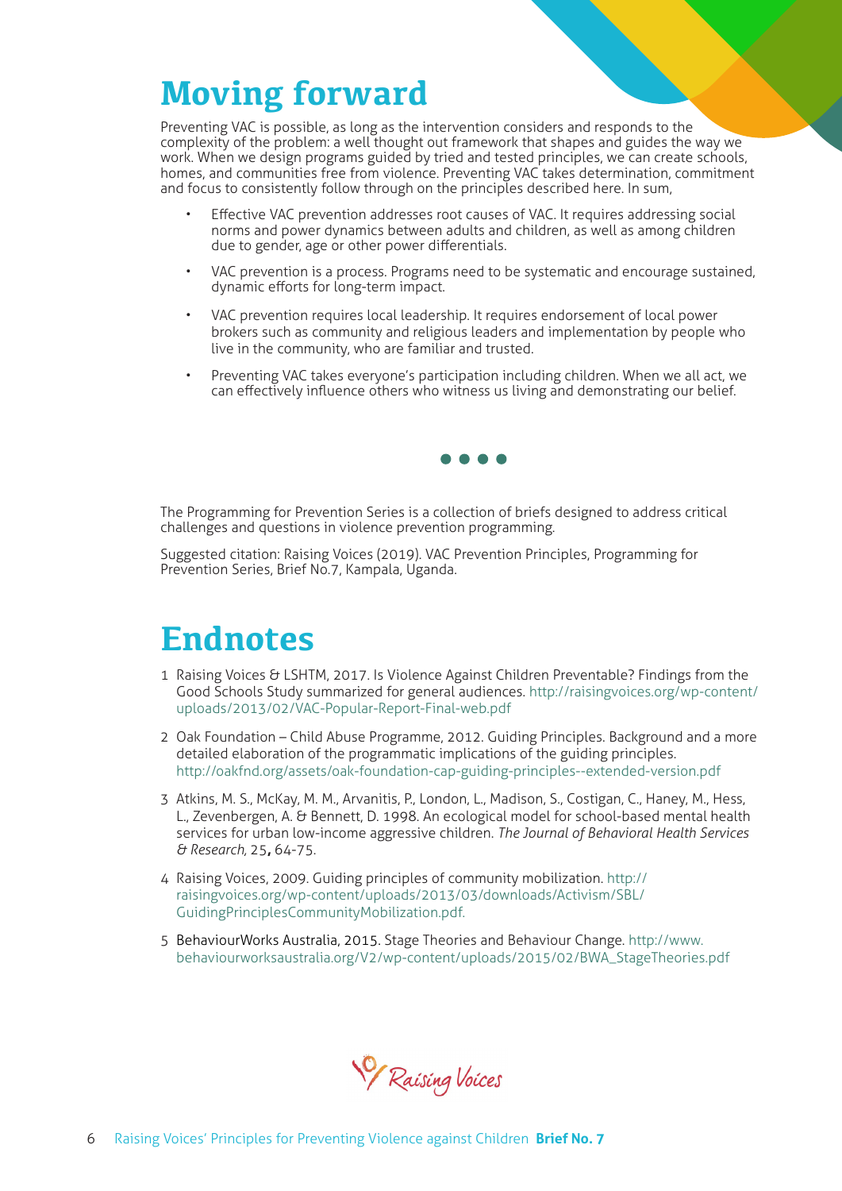# Moving forward

Preventing VAC is possible, as long as the intervention considers and responds to the complexity of the problem: a well thought out framework that shapes and guides the way we work. When we design programs guided by tried and tested principles, we can create schools, homes, and communities free from violence. Preventing VAC takes determination, commitment and focus to consistently follow through on the principles described here. In sum,

- Effective VAC prevention addresses root causes of VAC. It requires addressing social norms and power dynamics between adults and children, as well as among children due to gender, age or other power differentials.
- VAC prevention is a process. Programs need to be systematic and encourage sustained, dynamic efforts for long-term impact.
- VAC prevention requires local leadership. It requires endorsement of local power brokers such as community and religious leaders and implementation by people who live in the community, who are familiar and trusted.
- Preventing VAC takes everyone's participation including children. When we all act, we can effectively influence others who witness us living and demonstrating our belief.

The Programming for Prevention Series is a collection of briefs designed to address critical challenges and questions in violence prevention programming.

Suggested citation: Raising Voices (2019). VAC Prevention Principles, Programming for Prevention Series, Brief No.7, Kampala, Uganda.

# Endnotes

1. Raising Voices & LSHTM, 2017. Is Violence Against Children Preventable? Findings from the Good Schools Study summarized for general audiences. http://raisingvoices.org/wp-content/uploads/2013/02/VAC-Popular-Report-Final-web.pdf
2. Oak Foundation – Child Abuse Programme, 2012. Guiding Principles. Background and a more detailed elaboration of the programmatic implications of the guiding principles. http://oakfnd.org/assets/oak-foundation-cap-guiding-principles--extended-version.pdf
3. Atkins, M. S., McKay, M. M., Arvanitis, P., London, L., Madison, S., Costigan, C., Haney, M., Hess, L., Zevenbergen, A. & Bennett, D. 1998. An ecological model for school-based mental health services for urban low-income aggressive children. *The Journal of Behavioral Health Services & Research,* 25**,** 64-75.
4. Raising Voices, 2009. Guiding principles of community mobilization. http://raisingvoices.org/wp-content/uploads/2013/03/downloads/Activism/SBL/GuidingPrinciplesCommunityMobilization.pdf.
5. BehaviourWorks Australia, 2015. Stage Theories and Behaviour Change. http://www.behaviourworksaustralia.org/V2/wp-content/uploads/2015/02/BWA_StageTheories.pdf

Raising Voices